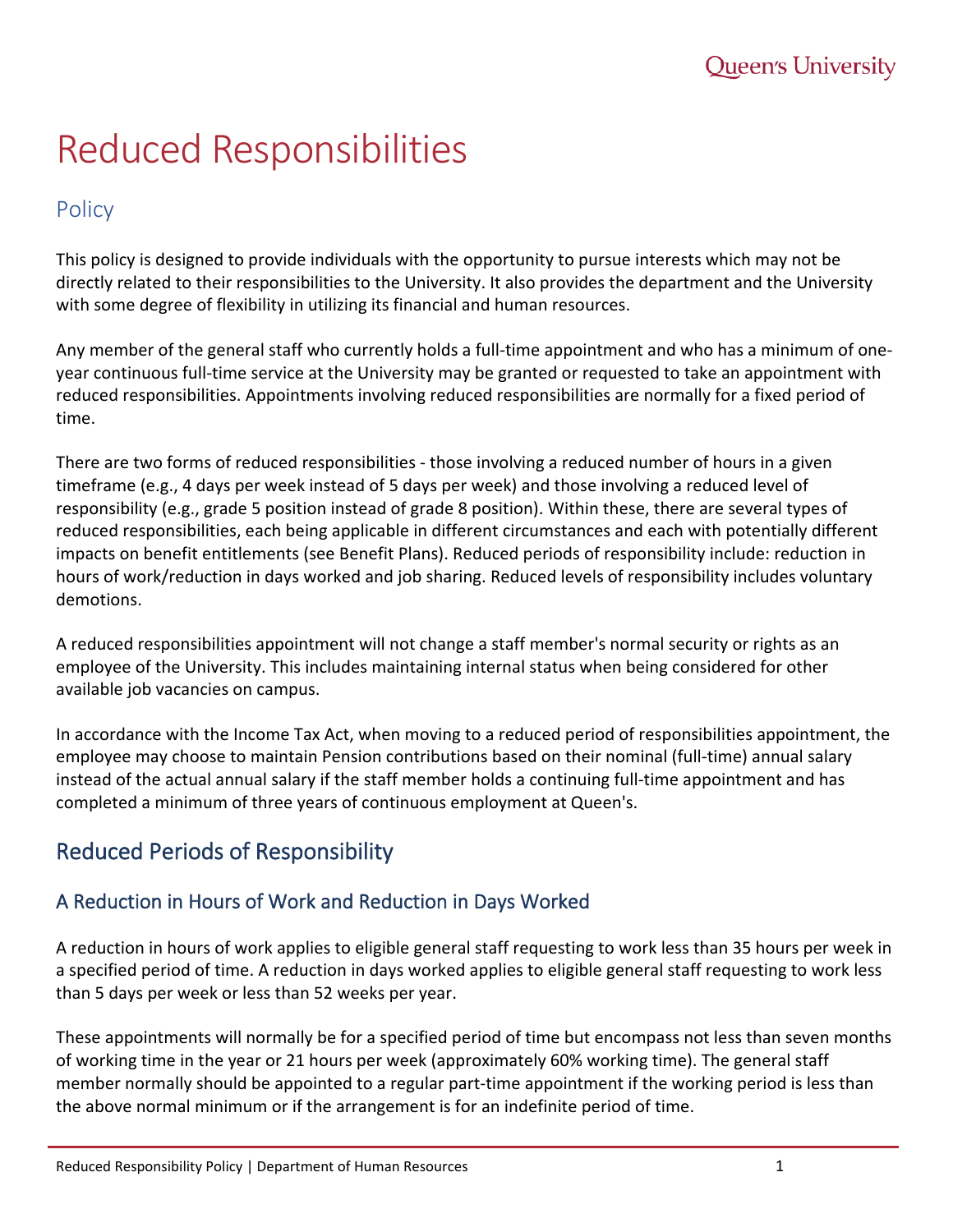# Reduced Responsibilities

## Policy

This policy is designed to provide individuals with the opportunity to pursue interests which may not be directly related to their responsibilities to the University. It also provides the department and the University with some degree of flexibility in utilizing its financial and human resources.

Any member of the general staff who currently holds a full-time appointment and who has a minimum of one-year continuous full-time service at the University may be granted or requested to take an appointment with reduced responsibilities. Appointments involving reduced responsibilities are normally for a fixed period of time.

There are two forms of reduced responsibilities - those involving a reduced number of hours in a given timeframe (e.g., 4 days per week instead of 5 days per week) and those involving a reduced level of responsibility (e.g., grade 5 position instead of grade 8 position). Within these, there are several types of reduced responsibilities, each being applicable in different circumstances and each with potentially different impacts on benefit entitlements (see Benefit Plans). Reduced periods of responsibility include: reduction in hours of work/reduction in days worked and job sharing. Reduced levels of responsibility includes voluntary demotions.

A reduced responsibilities appointment will not change a staff member's normal security or rights as an employee of the University. This includes maintaining internal status when being considered for other available job vacancies on campus.

In accordance with the Income Tax Act, when moving to a reduced period of responsibilities appointment, the employee may choose to maintain Pension contributions based on their nominal (full-time) annual salary instead of the actual annual salary if the staff member holds a continuing full-time appointment and has completed a minimum of three years of continuous employment at Queen's.

## Reduced Periods of Responsibility

### A Reduction in Hours of Work and Reduction in Days Worked

A reduction in hours of work applies to eligible general staff requesting to work less than 35 hours per week in a specified period of time. A reduction in days worked applies to eligible general staff requesting to work less than 5 days per week or less than 52 weeks per year.

These appointments will normally be for a specified period of time but encompass not less than seven months of working time in the year or 21 hours per week (approximately 60% working time). The general staff member normally should be appointed to a regular part-time appointment if the working period is less than the above normal minimum or if the arrangement is for an indefinite period of time.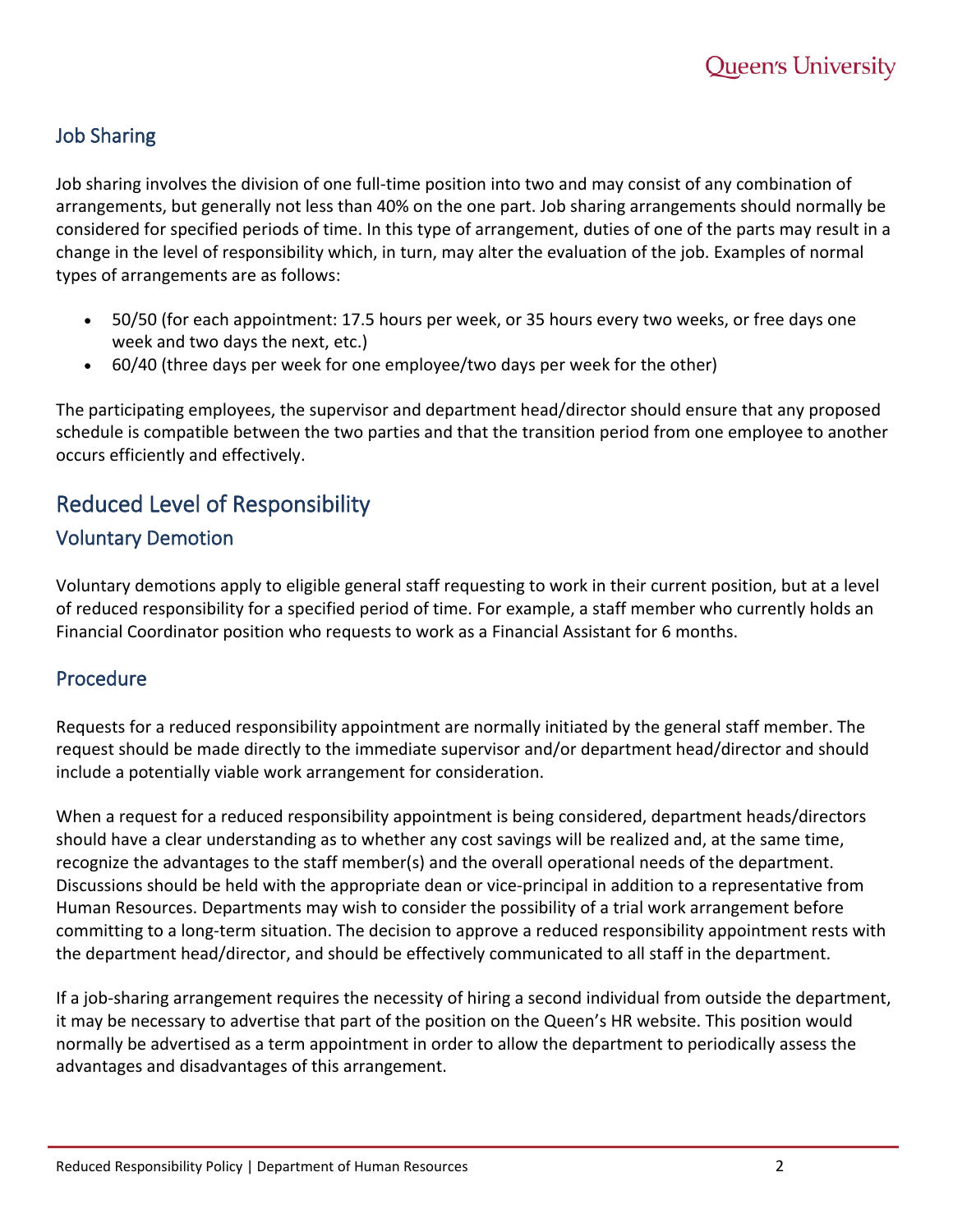## Job Sharing

Job sharing involves the division of one full-time position into two and may consist of any combination of arrangements, but generally not less than 40% on the one part. Job sharing arrangements should normally be considered for specified periods of time. In this type of arrangement, duties of one of the parts may result in a change in the level of responsibility which, in turn, may alter the evaluation of the job. Examples of normal types of arrangements are as follows:

- 50/50 (for each appointment: 17.5 hours per week, or 35 hours every two weeks, or free days one week and two days the next, etc.)
- 60/40 (three days per week for one employee/two days per week for the other)

The participating employees, the supervisor and department head/director should ensure that any proposed schedule is compatible between the two parties and that the transition period from one employee to another occurs efficiently and effectively.

# Reduced Level of Responsibility

## Voluntary Demotion

Voluntary demotions apply to eligible general staff requesting to work in their current position, but at a level of reduced responsibility for a specified period of time. For example, a staff member who currently holds an Financial Coordinator position who requests to work as a Financial Assistant for 6 months.

## Procedure

Requests for a reduced responsibility appointment are normally initiated by the general staff member. The request should be made directly to the immediate supervisor and/or department head/director and should include a potentially viable work arrangement for consideration.

When a request for a reduced responsibility appointment is being considered, department heads/directors should have a clear understanding as to whether any cost savings will be realized and, at the same time, recognize the advantages to the staff member(s) and the overall operational needs of the department. Discussions should be held with the appropriate dean or vice-principal in addition to a representative from Human Resources. Departments may wish to consider the possibility of a trial work arrangement before committing to a long-term situation. The decision to approve a reduced responsibility appointment rests with the department head/director, and should be effectively communicated to all staff in the department.

If a job-sharing arrangement requires the necessity of hiring a second individual from outside the department, it may be necessary to advertise that part of the position on the Queen's HR website. This position would normally be advertised as a term appointment in order to allow the department to periodically assess the advantages and disadvantages of this arrangement.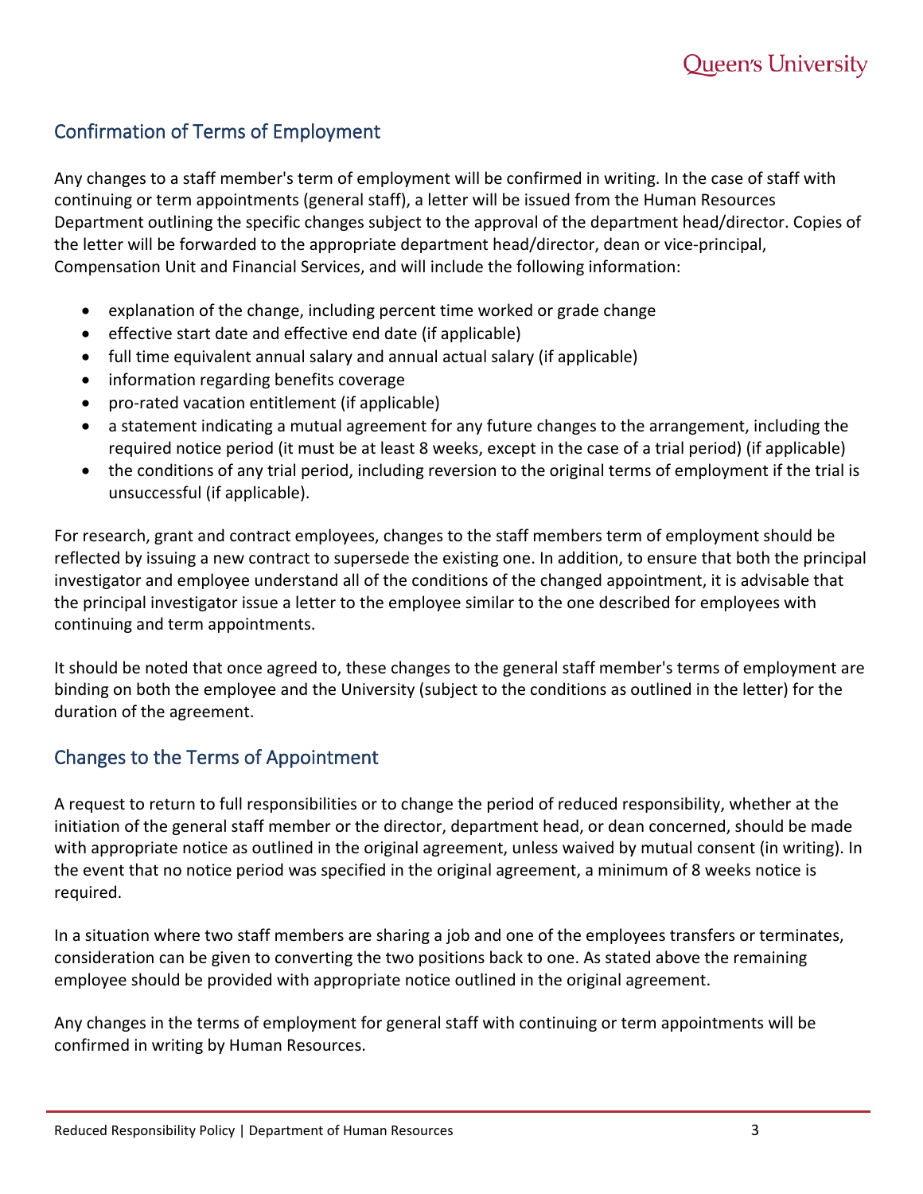## Confirmation of Terms of Employment

Any changes to a staff member's term of employment will be confirmed in writing. In the case of staff with continuing or term appointments (general staff), a letter will be issued from the Human Resources Department outlining the specific changes subject to the approval of the department head/director. Copies of the letter will be forwarded to the appropriate department head/director, dean or vice-principal, Compensation Unit and Financial Services, and will include the following information:

- explanation of the change, including percent time worked or grade change
- effective start date and effective end date (if applicable)
- full time equivalent annual salary and annual actual salary (if applicable)
- information regarding benefits coverage
- pro-rated vacation entitlement (if applicable)
- a statement indicating a mutual agreement for any future changes to the arrangement, including the required notice period (it must be at least 8 weeks, except in the case of a trial period) (if applicable)
- the conditions of any trial period, including reversion to the original terms of employment if the trial is unsuccessful (if applicable).

For research, grant and contract employees, changes to the staff members term of employment should be reflected by issuing a new contract to supersede the existing one. In addition, to ensure that both the principal investigator and employee understand all of the conditions of the changed appointment, it is advisable that the principal investigator issue a letter to the employee similar to the one described for employees with continuing and term appointments.

It should be noted that once agreed to, these changes to the general staff member's terms of employment are binding on both the employee and the University (subject to the conditions as outlined in the letter) for the duration of the agreement.

## Changes to the Terms of Appointment

A request to return to full responsibilities or to change the period of reduced responsibility, whether at the initiation of the general staff member or the director, department head, or dean concerned, should be made with appropriate notice as outlined in the original agreement, unless waived by mutual consent (in writing). In the event that no notice period was specified in the original agreement, a minimum of 8 weeks notice is required.

In a situation where two staff members are sharing a job and one of the employees transfers or terminates, consideration can be given to converting the two positions back to one. As stated above the remaining employee should be provided with appropriate notice outlined in the original agreement.

Any changes in the terms of employment for general staff with continuing or term appointments will be confirmed in writing by Human Resources.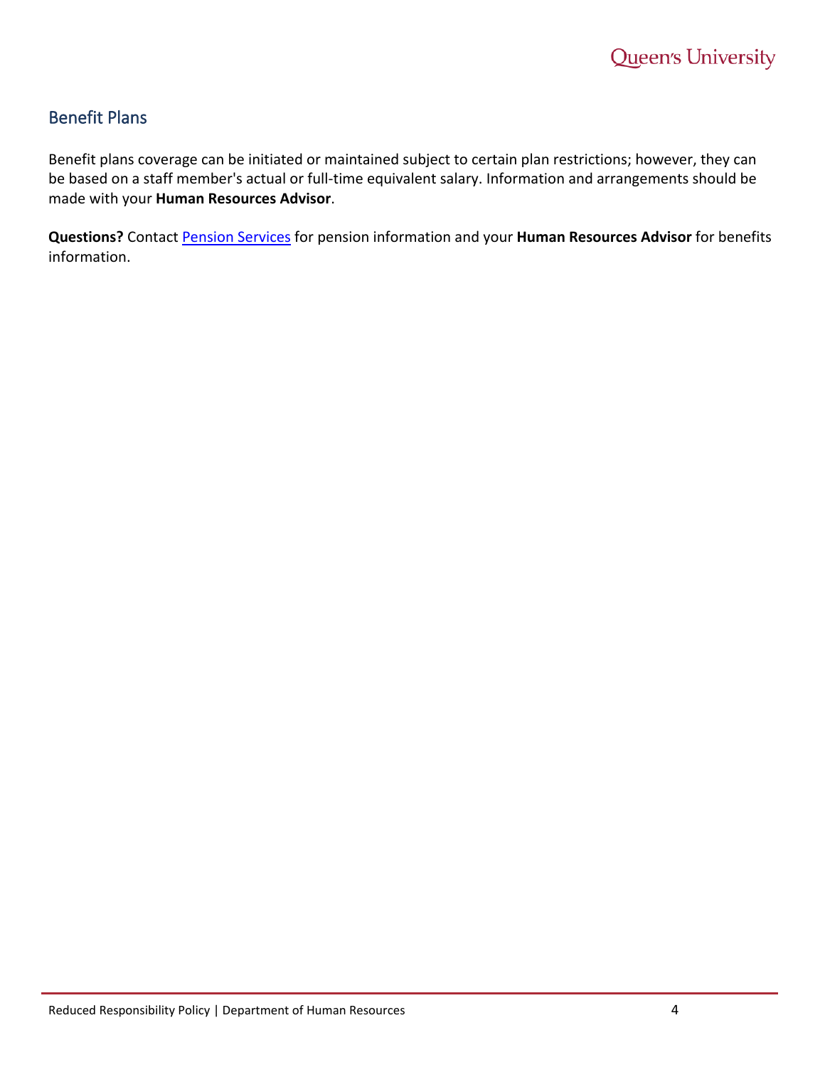## Benefit Plans

Benefit plans coverage can be initiated or maintained subject to certain plan restrictions; however, they can be based on a staff member's actual or full-time equivalent salary. Information and arrangements should be made with your **Human Resources Advisor**.

**Questions?** Contact Pension Services for pension information and your **Human Resources Advisor** for benefits information.